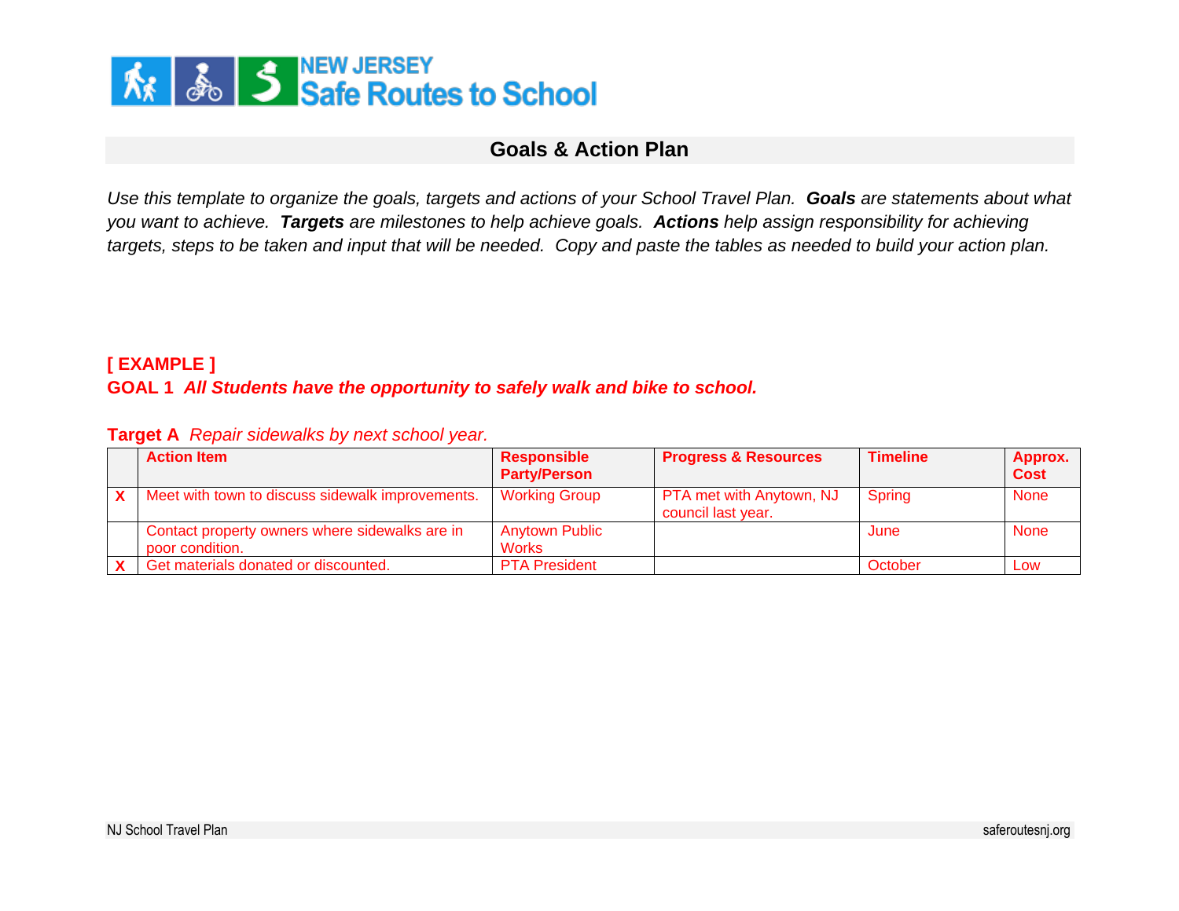NEW JERSEY
Safe Routes to School

# Goals & Action Plan

*Use this template to organize the goals, targets and actions of your School Travel Plan.* ***Goals*** *are statements about what you want to achieve.* ***Targets*** *are milestones to help achieve goals.* ***Actions*** *help assign responsibility for achieving targets, steps to be taken and input that will be needed. Copy and paste the tables as needed to build your action plan.*

**[ EXAMPLE ]**

**GOAL 1** ***All Students have the opportunity to safely walk and bike to school.***

**Target A** *Repair sidewalks by next school year.*

| | Action Item | Responsible Party/Person | Progress & Resources | Timeline | Approx. Cost |
|---|---|---|---|---|---|
| X | Meet with town to discuss sidewalk improvements. | Working Group | PTA met with Anytown, NJ council last year. | Spring | None |
| | Contact property owners where sidewalks are in poor condition. | Anytown Public Works | | June | None |
| X | Get materials donated or discounted. | PTA President | | October | Low |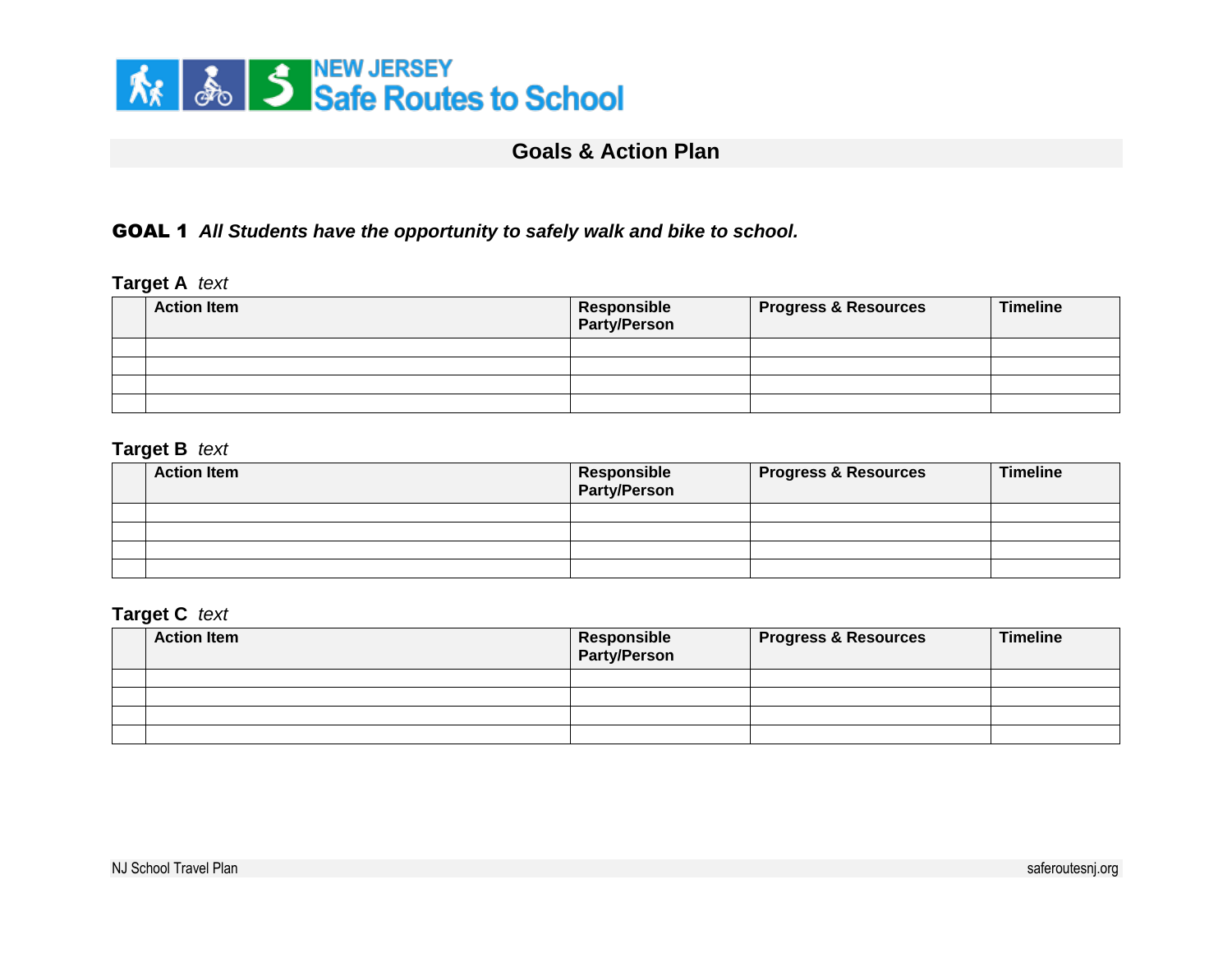NEW JERSEY Safe Routes to School

# Goals & Action Plan

## GOAL 1 *All Students have the opportunity to safely walk and bike to school.*

**Target A** *text*

| | Action Item | Responsible Party/Person | Progress & Resources | Timeline |
|---|---|---|---|---|
| | | | | |
| | | | | |
| | | | | |
| | | | | |

**Target B** *text*

| | Action Item | Responsible Party/Person | Progress & Resources | Timeline |
|---|---|---|---|---|
| | | | | |
| | | | | |
| | | | | |
| | | | | |

**Target C** *text*

| | Action Item | Responsible Party/Person | Progress & Resources | Timeline |
|---|---|---|---|---|
| | | | | |
| | | | | |
| | | | | |
| | | | | |